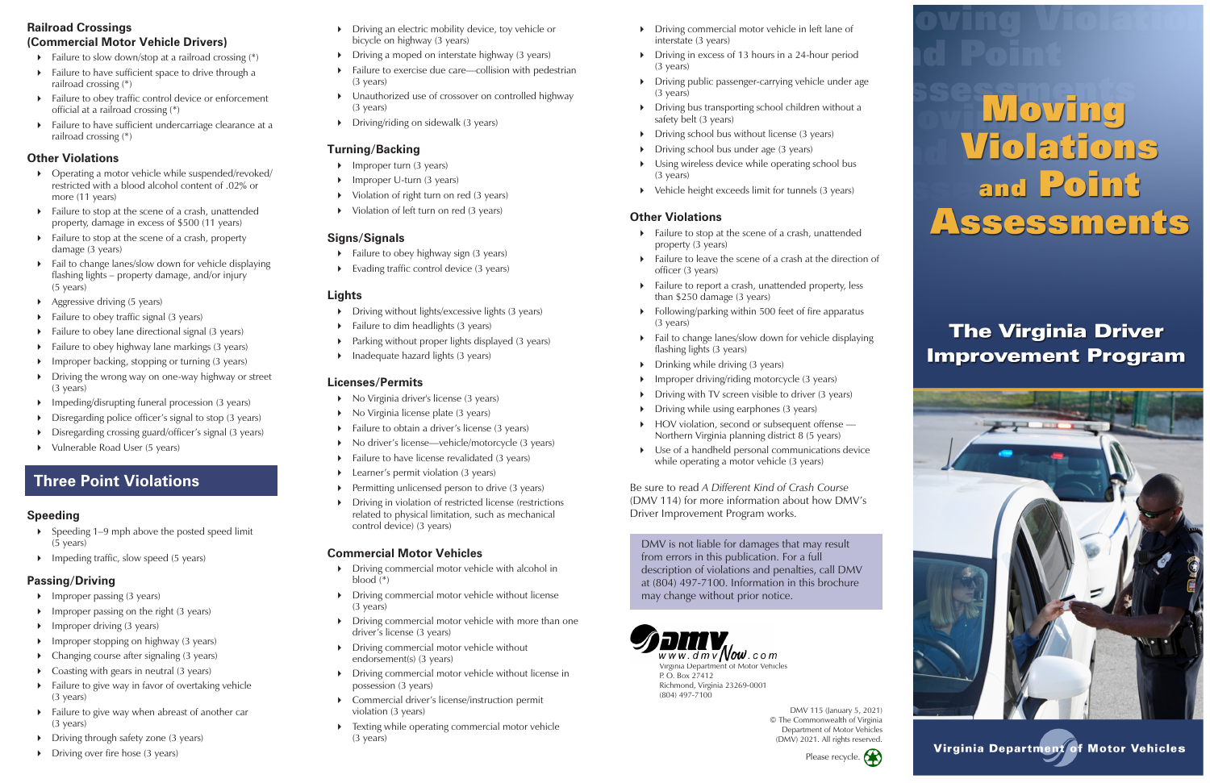### Railroad Crossings (Commercial Motor Vehicle Drivers)

- Failure to slow down/stop at a railroad crossing (*)
- Failure to have sufficient space to drive through a railroad crossing (*)
- Failure to obey traffic control device or enforcement official at a railroad crossing (*)
- Failure to have sufficient undercarriage clearance at a railroad crossing (*)

### Other Violations

- Operating a motor vehicle while suspended/revoked/ restricted with a blood alcohol content of .02% or more (11 years)
- Failure to stop at the scene of a crash, unattended property, damage in excess of $500 (11 years)
- Failure to stop at the scene of a crash, property damage (3 years)
- Fail to change lanes/slow down for vehicle displaying flashing lights – property damage, and/or injury (5 years)
- Aggressive driving (5 years)
- Failure to obey traffic signal (3 years)
- Failure to obey lane directional signal (3 years)
- Failure to obey highway lane markings (3 years)
- Improper backing, stopping or turning (3 years)
- Driving the wrong way on one-way highway or street (3 years)
- Impeding/disrupting funeral procession (3 years)
- Disregarding police officer's signal to stop (3 years)
- Disregarding crossing guard/officer's signal (3 years)
- Vulnerable Road User (5 years)

## Three Point Violations

### Speeding

- Speeding 1–9 mph above the posted speed limit (5 years)
- Impeding traffic, slow speed (5 years)

### Passing/Driving

- Improper passing (3 years)
- Improper passing on the right (3 years)
- Improper driving (3 years)
- Improper stopping on highway (3 years)
- Changing course after signaling (3 years)
- Coasting with gears in neutral (3 years)
- Failure to give way in favor of overtaking vehicle (3 years)
- Failure to give way when abreast of another car (3 years)
- Driving through safety zone (3 years)
- Driving over fire hose (3 years)
- Driving an electric mobility device, toy vehicle or bicycle on highway (3 years)
- Driving a moped on interstate highway (3 years)
- Failure to exercise due care—collision with pedestrian (3 years)
- Unauthorized use of crossover on controlled highway (3 years)
- Driving/riding on sidewalk (3 years)

### Turning/Backing

- Improper turn (3 years)
- Improper U-turn (3 years)
- Violation of right turn on red (3 years)
- Violation of left turn on red (3 years)

### Signs/Signals

- Failure to obey highway sign (3 years)
- Evading traffic control device (3 years)

### Lights

- Driving without lights/excessive lights (3 years)
- Failure to dim headlights (3 years)
- Parking without proper lights displayed (3 years)
- Inadequate hazard lights (3 years)

### Licenses/Permits

- No Virginia driver's license (3 years)
- No Virginia license plate (3 years)
- Failure to obtain a driver's license (3 years)
- No driver's license—vehicle/motorcycle (3 years)
- Failure to have license revalidated (3 years)
- Learner's permit violation (3 years)
- Permitting unlicensed person to drive (3 years)
- Driving in violation of restricted license (restrictions related to physical limitation, such as mechanical control device) (3 years)

### Commercial Motor Vehicles

- Driving commercial motor vehicle with alcohol in blood (*)
- Driving commercial motor vehicle without license (3 years)
- Driving commercial motor vehicle with more than one driver's license (3 years)
- Driving commercial motor vehicle without endorsement(s) (3 years)
- Driving commercial motor vehicle without license in possession (3 years)
- Commercial driver's license/instruction permit violation (3 years)
- Texting while operating commercial motor vehicle (3 years)
- Driving commercial motor vehicle in left lane of interstate (3 years)
- Driving in excess of 13 hours in a 24-hour period (3 years)
- Driving public passenger-carrying vehicle under age (3 years)
- Driving bus transporting school children without a safety belt (3 years)
- Driving school bus without license (3 years)
- Driving school bus under age (3 years)
- Using wireless device while operating school bus (3 years)
- Vehicle height exceeds limit for tunnels (3 years)

### Other Violations

- Failure to stop at the scene of a crash, unattended property (3 years)
- Failure to leave the scene of a crash at the direction of officer (3 years)
- Failure to report a crash, unattended property, less than $250 damage (3 years)
- Following/parking within 500 feet of fire apparatus (3 years)
- Fail to change lanes/slow down for vehicle displaying flashing lights (3 years)
- Drinking while driving (3 years)
- Improper driving/riding motorcycle (3 years)
- Driving with TV screen visible to driver (3 years)
- Driving while using earphones (3 years)
- HOV violation, second or subsequent offense — Northern Virginia planning district 8 (5 years)
- Use of a handheld personal communications device while operating a motor vehicle (3 years)

Be sure to read *A Different Kind of Crash Course* (DMV 114) for more information about how DMV's Driver Improvement Program works.

DMV is not liable for damages that may result from errors in this publication. For a full description of violations and penalties, call DMV at (804) 497-7100. Information in this brochure may change without prior notice.

www.dmvNow.com

Virginia Department of Motor Vehicles
P. O. Box 27412
Richmond, Virginia 23269-0001
(804) 497-7100

DMV 115 (January 5, 2021)
© The Commonwealth of Virginia Department of Motor Vehicles (DMV) 2021. All rights reserved.

Please recycle.

# Moving Violations and Point Assessments

## The Virginia Driver Improvement Program

Virginia Department of Motor Vehicles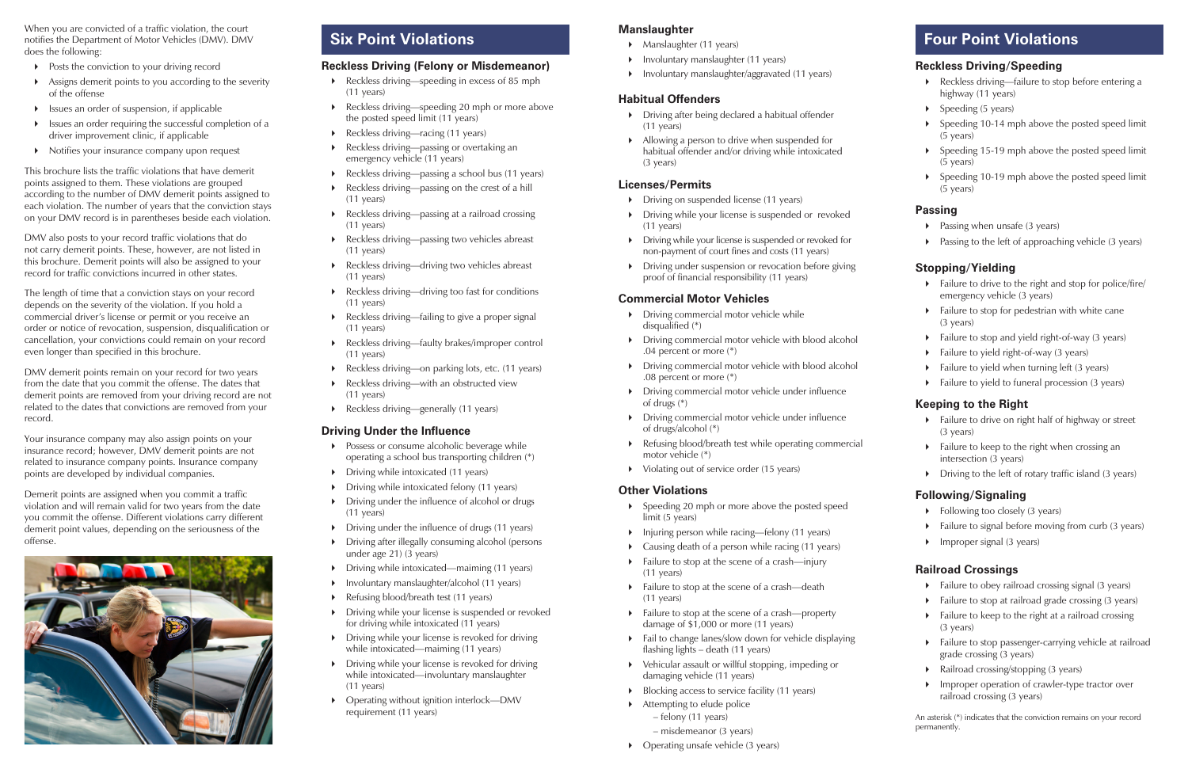When you are convicted of a traffic violation, the court notifies the Department of Motor Vehicles (DMV). DMV does the following:

- Posts the conviction to your driving record
- Assigns demerit points to you according to the severity of the offense
- Issues an order of suspension, if applicable
- Issues an order requiring the successful completion of a driver improvement clinic, if applicable
- Notifies your insurance company upon request

This brochure lists the traffic violations that have demerit points assigned to them. These violations are grouped according to the number of DMV demerit points assigned to each violation. The number of years that the conviction stays on your DMV record is in parentheses beside each violation.

DMV also posts to your record traffic violations that do not carry demerit points. These, however, are not listed in this brochure. Demerit points will also be assigned to your record for traffic convictions incurred in other states.

The length of time that a conviction stays on your record depends on the severity of the violation. If you hold a commercial driver's license or permit or you receive an order or notice of revocation, suspension, disqualification or cancellation, your convictions could remain on your record even longer than specified in this brochure.

DMV demerit points remain on your record for two years from the date that you commit the offense. The dates that demerit points are removed from your driving record are not related to the dates that convictions are removed from your record.

Your insurance company may also assign points on your insurance record; however, DMV demerit points are not related to insurance company points. Insurance company points are developed by individual companies.

Demerit points are assigned when you commit a traffic violation and will remain valid for two years from the date you commit the violation. Different violations carry different demerit point values, depending on the seriousness of the offense.

## Six Point Violations

### Reckless Driving (Felony or Misdemeanor)

- Reckless driving—speeding in excess of 85 mph (11 years)
- Reckless driving—speeding 20 mph or more above the posted speed limit (11 years)
- Reckless driving—racing (11 years)
- Reckless driving—passing or overtaking an emergency vehicle (11 years)
- Reckless driving—passing a school bus (11 years)
- Reckless driving—passing on the crest of a hill (11 years)
- Reckless driving—passing at a railroad crossing (11 years)
- Reckless driving—passing two vehicles abreast (11 years)
- Reckless driving—driving two vehicles abreast (11 years)
- Reckless driving—driving too fast for conditions (11 years)
- Reckless driving—failing to give a proper signal (11 years)
- Reckless driving—faulty brakes/improper control (11 years)
- Reckless driving—on parking lots, etc. (11 years)
- Reckless driving—with an obstructed view (11 years)
- Reckless driving—generally (11 years)

### Driving Under the Influence

- Possess or consume alcoholic beverage while operating a school bus transporting children (*)
- Driving while intoxicated (11 years)
- Driving while intoxicated felony (11 years)
- Driving under the influence of alcohol or drugs (11 years)
- Driving under the influence of drugs (11 years)
- Driving after illegally consuming alcohol (persons under age 21) (3 years)
- Driving while intoxicated—maiming (11 years)
- Involuntary manslaughter/alcohol (11 years)
- Refusing blood/breath test (11 years)
- Driving while your license is suspended or revoked for driving while intoxicated (11 years)
- Driving while your license is revoked for driving while intoxicated—maiming (11 years)
- Driving while your license is revoked for driving while intoxicated—involuntary manslaughter (11 years)
- Operating without ignition interlock—DMV requirement (11 years)

### Manslaughter

- Manslaughter (11 years)
- Involuntary manslaughter (11 years)
- Involuntary manslaughter/aggravated (11 years)

### Habitual Offenders

- Driving after being declared a habitual offender (11 years)
- Allowing a person to drive when suspended for habitual offender and/or driving while intoxicated (3 years)

### Licenses/Permits

- Driving on suspended license (11 years)
- Driving while your license is suspended or revoked (11 years)
- Driving while your license is suspended or revoked for non-payment of court fines and costs (11 years)
- Driving under suspension or revocation before giving proof of financial responsibility (11 years)

### Commercial Motor Vehicles

- Driving commercial motor vehicle while disqualified (*)
- Driving commercial motor vehicle with blood alcohol .04 percent or more (*)
- Driving commercial motor vehicle with blood alcohol .08 percent or more (*)
- Driving commercial motor vehicle under influence of drugs (*)
- Driving commercial motor vehicle under influence of drugs/alcohol (*)
- Refusing blood/breath test while operating commercial motor vehicle (*)
- Violating out of service order (15 years)

### Other Violations

- Speeding 20 mph or more above the posted speed limit (5 years)
- Injuring person while racing—felony (11 years)
- Causing death of a person while racing (11 years)
- Failure to stop at the scene of a crash—injury (11 years)
- Failure to stop at the scene of a crash—death (11 years)
- Failure to stop at the scene of a crash—property damage of $1,000 or more (11 years)
- Fail to change lanes/slow down for vehicle displaying flashing lights – death (11 years)
- Vehicular assault or willful stopping, impeding or damaging vehicle (11 years)
- Blocking access to service facility (11 years)
- Attempting to elude police
  - – felony (11 years)
  - – misdemeanor (3 years)
- Operating unsafe vehicle (3 years)

## Four Point Violations

### Reckless Driving/Speeding

- Reckless driving—failure to stop before entering a highway (11 years)
- Speeding (5 years)
- Speeding 10-14 mph above the posted speed limit (5 years)
- Speeding 15-19 mph above the posted speed limit (5 years)
- Speeding 10-19 mph above the posted speed limit (5 years)

### Passing

- Passing when unsafe (3 years)
- Passing to the left of approaching vehicle (3 years)

### Stopping/Yielding

- Failure to drive to the right and stop for police/fire/emergency vehicle (3 years)
- Failure to stop for pedestrian with white cane (3 years)
- Failure to stop and yield right-of-way (3 years)
- Failure to yield right-of-way (3 years)
- Failure to yield when turning left (3 years)
- Failure to yield to funeral procession (3 years)

### Keeping to the Right

- Failure to drive on right half of highway or street (3 years)
- Failure to keep to the right when crossing an intersection (3 years)
- Driving to the left of rotary traffic island (3 years)

### Following/Signaling

- Following too closely (3 years)
- Failure to signal before moving from curb (3 years)
- Improper signal (3 years)

### Railroad Crossings

- Failure to obey railroad crossing signal (3 years)
- Failure to stop at railroad grade crossing (3 years)
- Failure to keep to the right at a railroad crossing (3 years)
- Failure to stop passenger-carrying vehicle at railroad grade crossing (3 years)
- Railroad crossing/stopping (3 years)
- Improper operation of crawler-type tractor over railroad crossing (3 years)

An asterisk (*) indicates that the conviction remains on your record permanently.